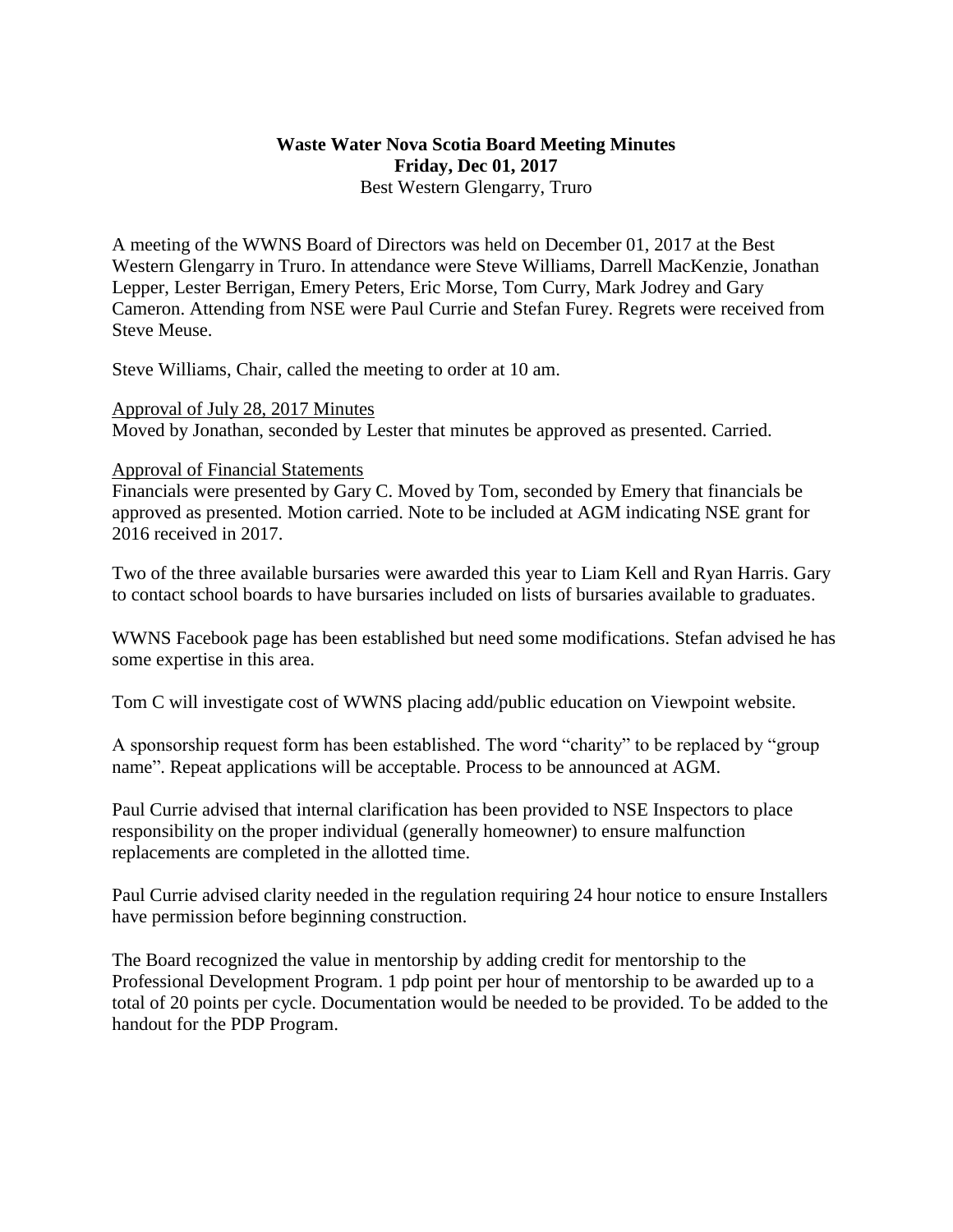**Waste Water Nova Scotia Board Meeting Minutes**
**Friday, Dec 01, 2017**
Best Western Glengarry, Truro

A meeting of the WWNS Board of Directors was held on December 01, 2017 at the Best Western Glengarry in Truro. In attendance were Steve Williams, Darrell MacKenzie, Jonathan Lepper, Lester Berrigan, Emery Peters, Eric Morse, Tom Curry, Mark Jodrey and Gary Cameron. Attending from NSE were Paul Currie and Stefan Furey. Regrets were received from Steve Meuse.

Steve Williams, Chair, called the meeting to order at 10 am.

<u>Approval of July 28, 2017 Minutes</u>
Moved by Jonathan, seconded by Lester that minutes be approved as presented. Carried.

<u>Approval of Financial Statements</u>
Financials were presented by Gary C. Moved by Tom, seconded by Emery that financials be approved as presented. Motion carried. Note to be included at AGM indicating NSE grant for 2016 received in 2017.

Two of the three available bursaries were awarded this year to Liam Kell and Ryan Harris. Gary to contact school boards to have bursaries included on lists of bursaries available to graduates.

WWNS Facebook page has been established but need some modifications. Stefan advised he has some expertise in this area.

Tom C will investigate cost of WWNS placing add/public education on Viewpoint website.

A sponsorship request form has been established. The word "charity" to be replaced by "group name". Repeat applications will be acceptable. Process to be announced at AGM.

Paul Currie advised that internal clarification has been provided to NSE Inspectors to place responsibility on the proper individual (generally homeowner) to ensure malfunction replacements are completed in the allotted time.

Paul Currie advised clarity needed in the regulation requiring 24 hour notice to ensure Installers have permission before beginning construction.

The Board recognized the value in mentorship by adding credit for mentorship to the Professional Development Program. 1 pdp point per hour of mentorship to be awarded up to a total of 20 points per cycle. Documentation would be needed to be provided. To be added to the handout for the PDP Program.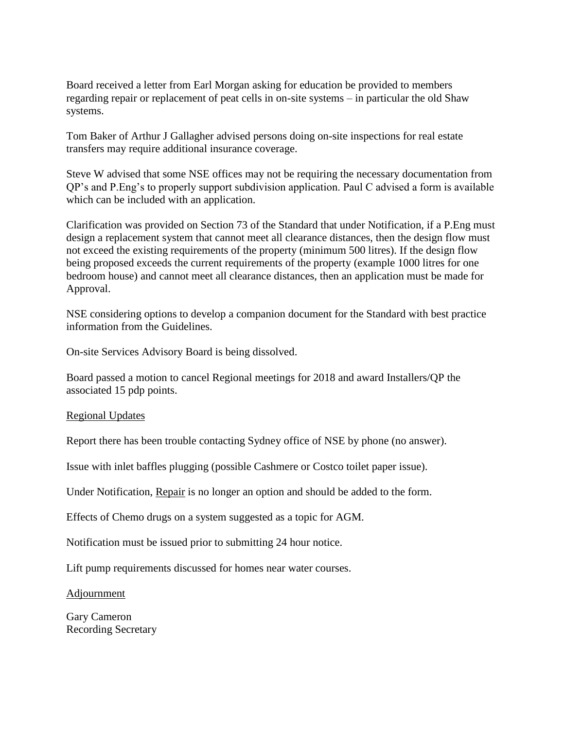Board received a letter from Earl Morgan asking for education be provided to members regarding repair or replacement of peat cells in on-site systems – in particular the old Shaw systems.

Tom Baker of Arthur J Gallagher advised persons doing on-site inspections for real estate transfers may require additional insurance coverage.

Steve W advised that some NSE offices may not be requiring the necessary documentation from QP's and P.Eng's to properly support subdivision application. Paul C advised a form is available which can be included with an application.

Clarification was provided on Section 73 of the Standard that under Notification, if a P.Eng must design a replacement system that cannot meet all clearance distances, then the design flow must not exceed the existing requirements of the property (minimum 500 litres). If the design flow being proposed exceeds the current requirements of the property (example 1000 litres for one bedroom house) and cannot meet all clearance distances, then an application must be made for Approval.

NSE considering options to develop a companion document for the Standard with best practice information from the Guidelines.

On-site Services Advisory Board is being dissolved.

Board passed a motion to cancel Regional meetings for 2018 and award Installers/QP the associated 15 pdp points.

Regional Updates

Report there has been trouble contacting Sydney office of NSE by phone (no answer).

Issue with inlet baffles plugging (possible Cashmere or Costco toilet paper issue).

Under Notification, Repair is no longer an option and should be added to the form.

Effects of Chemo drugs on a system suggested as a topic for AGM.

Notification must be issued prior to submitting 24 hour notice.

Lift pump requirements discussed for homes near water courses.

Adjournment

Gary Cameron
Recording Secretary